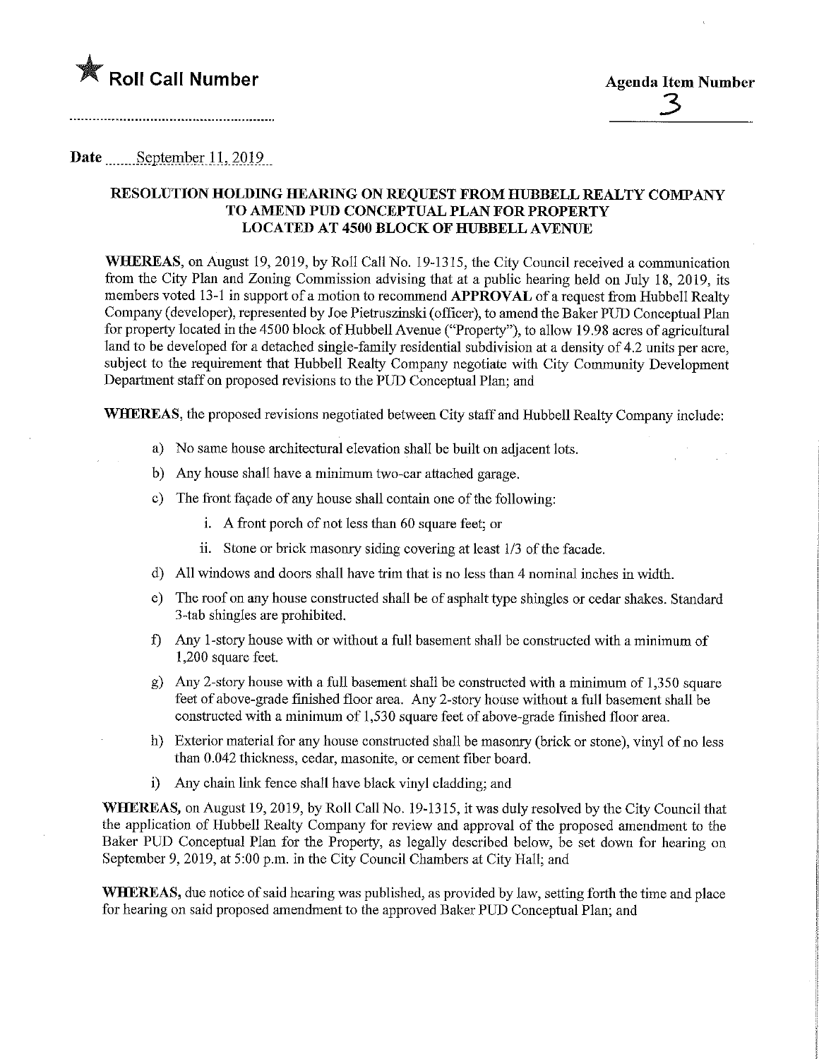★ **Roll Call Number**

**Agenda Item Number**

3

Date September 11, 2019

## RESOLUTION HOLDING HEARING ON REQUEST FROM HUBBELL REALTY COMPANY TO AMEND PUD CONCEPTUAL PLAN FOR PROPERTY LOCATED AT 4500 BLOCK OF HUBBELL AVENUE

**WHEREAS**, on August 19, 2019, by Roll Call No. 19-1315, the City Council received a communication from the City Plan and Zoning Commission advising that at a public hearing held on July 18, 2019, its members voted 13-1 in support of a motion to recommend **APPROVAL** of a request from Hubbell Realty Company (developer), represented by Joe Pietruszinski (officer), to amend the Baker PUD Conceptual Plan for property located in the 4500 block of Hubbell Avenue ("Property"), to allow 19.98 acres of agricultural land to be developed for a detached single-family residential subdivision at a density of 4.2 units per acre, subject to the requirement that Hubbell Realty Company negotiate with City Community Development Department staff on proposed revisions to the PUD Conceptual Plan; and

**WHEREAS**, the proposed revisions negotiated between City staff and Hubbell Realty Company include:

a) No same house architectural elevation shall be built on adjacent lots.

b) Any house shall have a minimum two-car attached garage.

c) The front façade of any house shall contain one of the following:

   i. A front porch of not less than 60 square feet; or

   ii. Stone or brick masonry siding covering at least 1/3 of the facade.

d) All windows and doors shall have trim that is no less than 4 nominal inches in width.

e) The roof on any house constructed shall be of asphalt type shingles or cedar shakes. Standard 3-tab shingles are prohibited.

f) Any 1-story house with or without a full basement shall be constructed with a minimum of 1,200 square feet.

g) Any 2-story house with a full basement shall be constructed with a minimum of 1,350 square feet of above-grade finished floor area. Any 2-story house without a full basement shall be constructed with a minimum of 1,530 square feet of above-grade finished floor area.

h) Exterior material for any house constructed shall be masonry (brick or stone), vinyl of no less than 0.042 thickness, cedar, masonite, or cement fiber board.

i) Any chain link fence shall have black vinyl cladding; and

**WHEREAS,** on August 19, 2019, by Roll Call No. 19-1315, it was duly resolved by the City Council that the application of Hubbell Realty Company for review and approval of the proposed amendment to the Baker PUD Conceptual Plan for the Property, as legally described below, be set down for hearing on September 9, 2019, at 5:00 p.m. in the City Council Chambers at City Hall; and

**WHEREAS,** due notice of said hearing was published, as provided by law, setting forth the time and place for hearing on said proposed amendment to the approved Baker PUD Conceptual Plan; and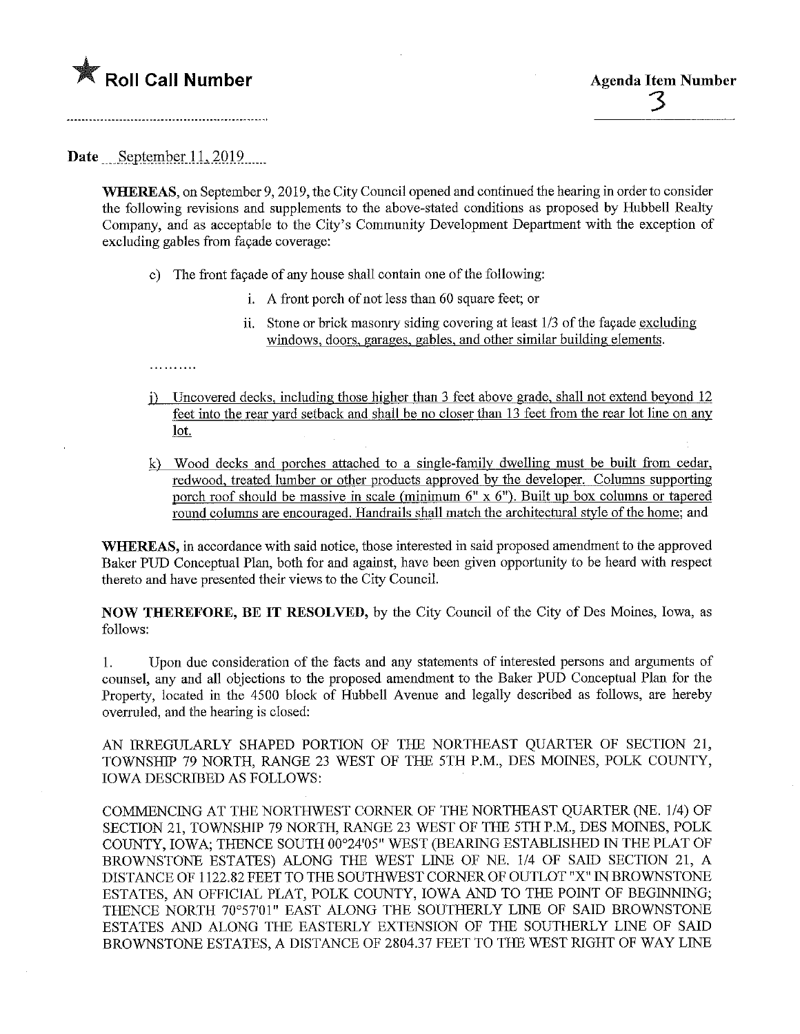**Roll Call Number**

**Agenda Item Number**

3

**Date** September 11, 2019

**WHEREAS**, on September 9, 2019, the City Council opened and continued the hearing in order to consider the following revisions and supplements to the above-stated conditions as proposed by Hubbell Realty Company, and as acceptable to the City's Community Development Department with the exception of excluding gables from façade coverage:

c) The front façade of any house shall contain one of the following:

   i. A front porch of not less than 60 square feet; or

   ii. Stone or brick masonry siding covering at least 1/3 of the façade excluding windows, doors, garages, gables, and other similar building elements.

..........

j) Uncovered decks, including those higher than 3 feet above grade, shall not extend beyond 12 feet into the rear yard setback and shall be no closer than 13 feet from the rear lot line on any lot.

k) Wood decks and porches attached to a single-family dwelling must be built from cedar, redwood, treated lumber or other products approved by the developer. Columns supporting porch roof should be massive in scale (minimum 6" x 6"). Built up box columns or tapered round columns are encouraged. Handrails shall match the architectural style of the home; and

**WHEREAS,** in accordance with said notice, those interested in said proposed amendment to the approved Baker PUD Conceptual Plan, both for and against, have been given opportunity to be heard with respect thereto and have presented their views to the City Council.

**NOW THEREFORE, BE IT RESOLVED,** by the City Council of the City of Des Moines, Iowa, as follows:

1. Upon due consideration of the facts and any statements of interested persons and arguments of counsel, any and all objections to the proposed amendment to the Baker PUD Conceptual Plan for the Property, located in the 4500 block of Hubbell Avenue and legally described as follows, are hereby overruled, and the hearing is closed:

AN IRREGULARLY SHAPED PORTION OF THE NORTHEAST QUARTER OF SECTION 21, TOWNSHIP 79 NORTH, RANGE 23 WEST OF THE 5TH P.M., DES MOINES, POLK COUNTY, IOWA DESCRIBED AS FOLLOWS:

COMMENCING AT THE NORTHWEST CORNER OF THE NORTHEAST QUARTER (NE. 1/4) OF SECTION 21, TOWNSHIP 79 NORTH, RANGE 23 WEST OF THE 5TH P.M., DES MOINES, POLK COUNTY, IOWA; THENCE SOUTH 00°24'05" WEST (BEARING ESTABLISHED IN THE PLAT OF BROWNSTONE ESTATES) ALONG THE WEST LINE OF NE. 1/4 OF SAID SECTION 21, A DISTANCE OF 1122.82 FEET TO THE SOUTHWEST CORNER OF OUTLOT "X" IN BROWNSTONE ESTATES, AN OFFICIAL PLAT, POLK COUNTY, IOWA AND TO THE POINT OF BEGINNING; THENCE NORTH 70°57'01" EAST ALONG THE SOUTHERLY LINE OF SAID BROWNSTONE ESTATES AND ALONG THE EASTERLY EXTENSION OF THE SOUTHERLY LINE OF SAID BROWNSTONE ESTATES, A DISTANCE OF 2804.37 FEET TO THE WEST RIGHT OF WAY LINE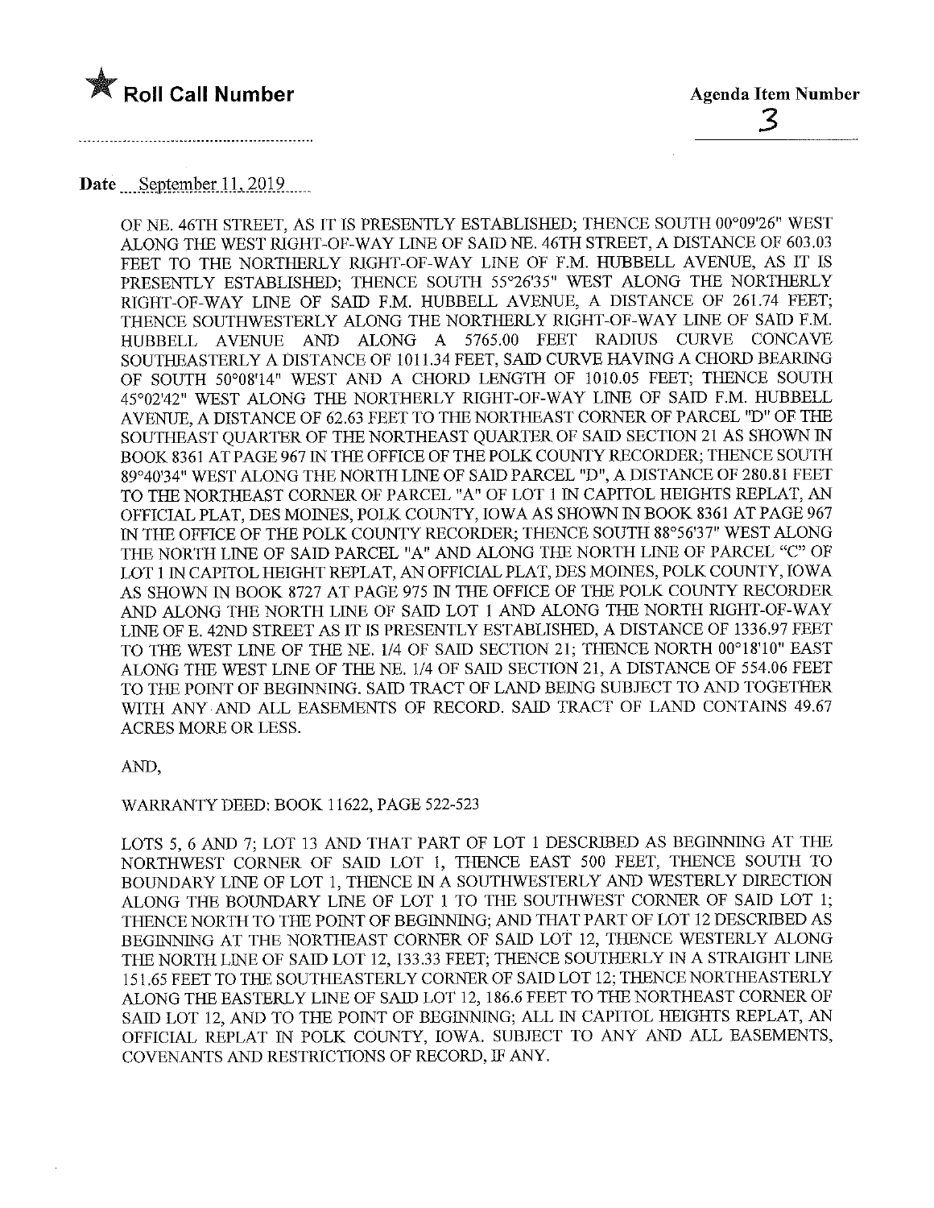**Roll Call Number**

**Agenda Item Number**
3

Date September 11, 2019

OF NE. 46TH STREET, AS IT IS PRESENTLY ESTABLISHED; THENCE SOUTH 00°09'26" WEST ALONG THE WEST RIGHT-OF-WAY LINE OF SAID NE. 46TH STREET, A DISTANCE OF 603.03 FEET TO THE NORTHERLY RIGHT-OF-WAY LINE OF F.M. HUBBELL AVENUE, AS IT IS PRESENTLY ESTABLISHED; THENCE SOUTH 55°26'35" WEST ALONG THE NORTHERLY RIGHT-OF-WAY LINE OF SAID F.M. HUBBELL AVENUE, A DISTANCE OF 261.74 FEET; THENCE SOUTHWESTERLY ALONG THE NORTHERLY RIGHT-OF-WAY LINE OF SAID F.M. HUBBELL AVENUE AND ALONG A 5765.00 FEET RADIUS CURVE CONCAVE SOUTHEASTERLY A DISTANCE OF 1011.34 FEET, SAID CURVE HAVING A CHORD BEARING OF SOUTH 50°08'14" WEST AND A CHORD LENGTH OF 1010.05 FEET; THENCE SOUTH 45°02'42" WEST ALONG THE NORTHERLY RIGHT-OF-WAY LINE OF SAID F.M. HUBBELL AVENUE, A DISTANCE OF 62.63 FEET TO THE NORTHEAST CORNER OF PARCEL "D" OF THE SOUTHEAST QUARTER OF THE NORTHEAST QUARTER OF SAID SECTION 21 AS SHOWN IN BOOK 8361 AT PAGE 967 IN THE OFFICE OF THE POLK COUNTY RECORDER; THENCE SOUTH 89°40'34" WEST ALONG THE NORTH LINE OF SAID PARCEL "D", A DISTANCE OF 280.81 FEET TO THE NORTHEAST CORNER OF PARCEL "A" OF LOT 1 IN CAPITOL HEIGHTS REPLAT, AN OFFICIAL PLAT, DES MOINES, POLK COUNTY, IOWA AS SHOWN IN BOOK 8361 AT PAGE 967 IN THE OFFICE OF THE POLK COUNTY RECORDER; THENCE SOUTH 88°56'37" WEST ALONG THE NORTH LINE OF SAID PARCEL "A" AND ALONG THE NORTH LINE OF PARCEL "C" OF LOT 1 IN CAPITOL HEIGHT REPLAT, AN OFFICIAL PLAT, DES MOINES, POLK COUNTY, IOWA AS SHOWN IN BOOK 8727 AT PAGE 975 IN THE OFFICE OF THE POLK COUNTY RECORDER AND ALONG THE NORTH LINE OF SAID LOT 1 AND ALONG THE NORTH RIGHT-OF-WAY LINE OF E. 42ND STREET AS IT IS PRESENTLY ESTABLISHED, A DISTANCE OF 1336.97 FEET TO THE WEST LINE OF THE NE. 1/4 OF SAID SECTION 21; THENCE NORTH 00°18'10" EAST ALONG THE WEST LINE OF THE NE. 1/4 OF SAID SECTION 21, A DISTANCE OF 554.06 FEET TO THE POINT OF BEGINNING. SAID TRACT OF LAND BEING SUBJECT TO AND TOGETHER WITH ANY AND ALL EASEMENTS OF RECORD. SAID TRACT OF LAND CONTAINS 49.67 ACRES MORE OR LESS.

AND,

WARRANTY DEED: BOOK 11622, PAGE 522-523

LOTS 5, 6 AND 7; LOT 13 AND THAT PART OF LOT 1 DESCRIBED AS BEGINNING AT THE NORTHWEST CORNER OF SAID LOT 1, THENCE EAST 500 FEET, THENCE SOUTH TO BOUNDARY LINE OF LOT 1, THENCE IN A SOUTHWESTERLY AND WESTERLY DIRECTION ALONG THE BOUNDARY LINE OF LOT 1 TO THE SOUTHWEST CORNER OF SAID LOT 1; THENCE NORTH TO THE POINT OF BEGINNING; AND THAT PART OF LOT 12 DESCRIBED AS BEGINNING AT THE NORTHEAST CORNER OF SAID LOT 12, THENCE WESTERLY ALONG THE NORTH LINE OF SAID LOT 12, 133.33 FEET; THENCE SOUTHERLY IN A STRAIGHT LINE 151.65 FEET TO THE SOUTHEASTERLY CORNER OF SAID LOT 12; THENCE NORTHEASTERLY ALONG THE EASTERLY LINE OF SAID LOT 12, 186.6 FEET TO THE NORTHEAST CORNER OF SAID LOT 12, AND TO THE POINT OF BEGINNING; ALL IN CAPITOL HEIGHTS REPLAT, AN OFFICIAL REPLAT IN POLK COUNTY, IOWA. SUBJECT TO ANY AND ALL EASEMENTS, COVENANTS AND RESTRICTIONS OF RECORD, IF ANY.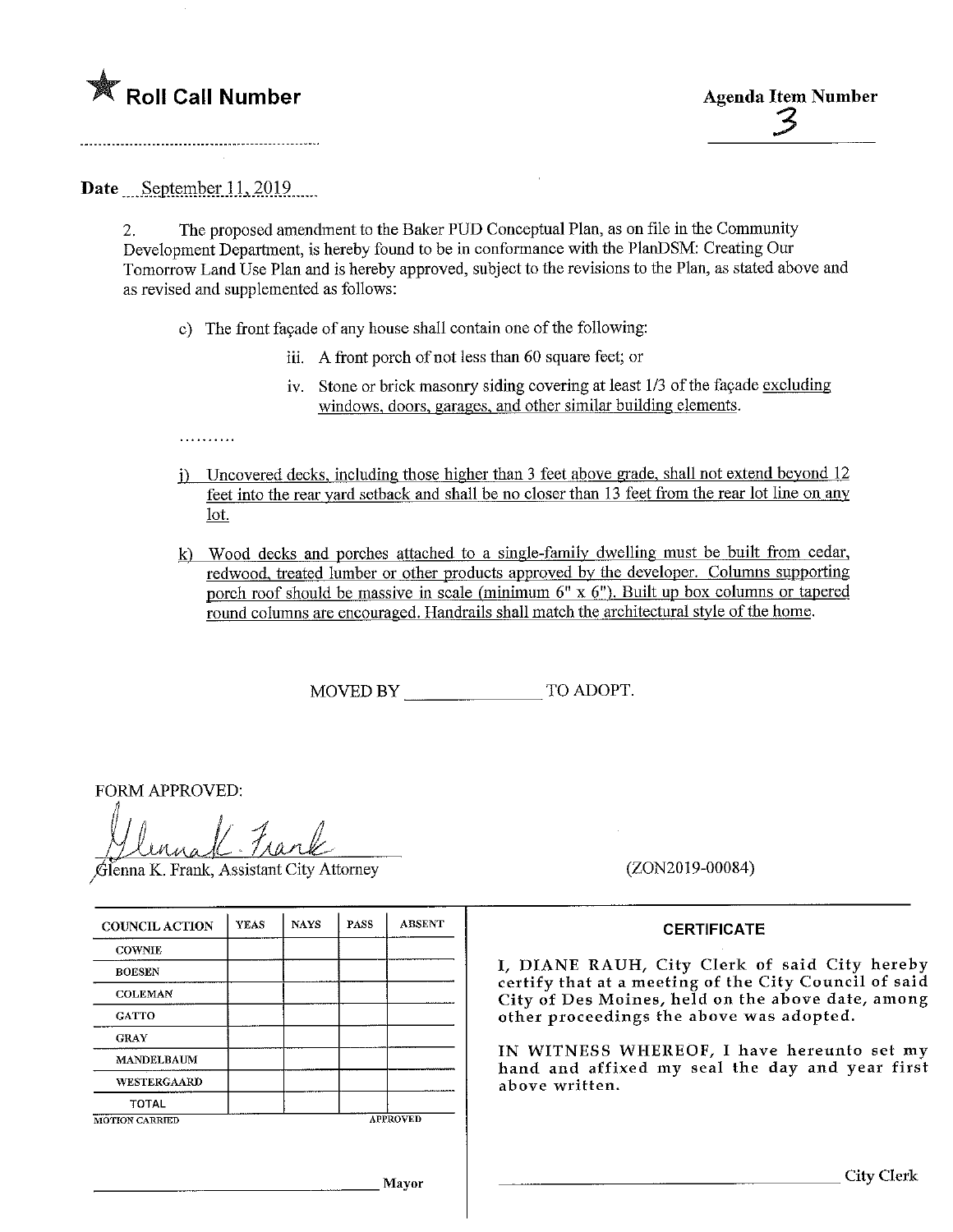★ **Roll Call Number**

**Agenda Item Number**
3

**Date** September 11, 2019

2. The proposed amendment to the Baker PUD Conceptual Plan, as on file in the Community Development Department, is hereby found to be in conformance with the PlanDSM: Creating Our Tomorrow Land Use Plan and is hereby approved, subject to the revisions to the Plan, as stated above and as revised and supplemented as follows:

c) The front façade of any house shall contain one of the following:

iii. A front porch of not less than 60 square feet; or

iv. Stone or brick masonry siding covering at least 1/3 of the façade <u>excluding windows, doors, garages, and other similar building elements.</u>

..........

<u>j) Uncovered decks, including those higher than 3 feet above grade, shall not extend beyond 12 feet into the rear yard setback and shall be no closer than 13 feet from the rear lot line on any lot.</u>

<u>k) Wood decks and porches attached to a single-family dwelling must be built from cedar, redwood, treated lumber or other products approved by the developer. Columns supporting porch roof should be massive in scale (minimum 6" x 6"). Built up box columns or tapered round columns are encouraged. Handrails shall match the architectural style of the home.</u>

MOVED BY _______________ TO ADOPT.

FORM APPROVED:

Glenna K. Frank, Assistant City Attorney

(ZON2019-00084)

| COUNCIL ACTION | YEAS | NAYS | PASS | ABSENT |
|---|---|---|---|---|
| COWNIE | | | | |
| BOESEN | | | | |
| COLEMAN | | | | |
| GATTO | | | | |
| GRAY | | | | |
| MANDELBAUM | | | | |
| WESTERGAARD | | | | |
| TOTAL | | | | |

MOTION CARRIED APPROVED

_______________________________ Mayor

**CERTIFICATE**

I, DIANE RAUH, City Clerk of said City hereby certify that at a meeting of the City Council of said City of Des Moines, held on the above date, among other proceedings the above was adopted.

IN WITNESS WHEREOF, I have hereunto set my hand and affixed my seal the day and year first above written.

_______________________________ City Clerk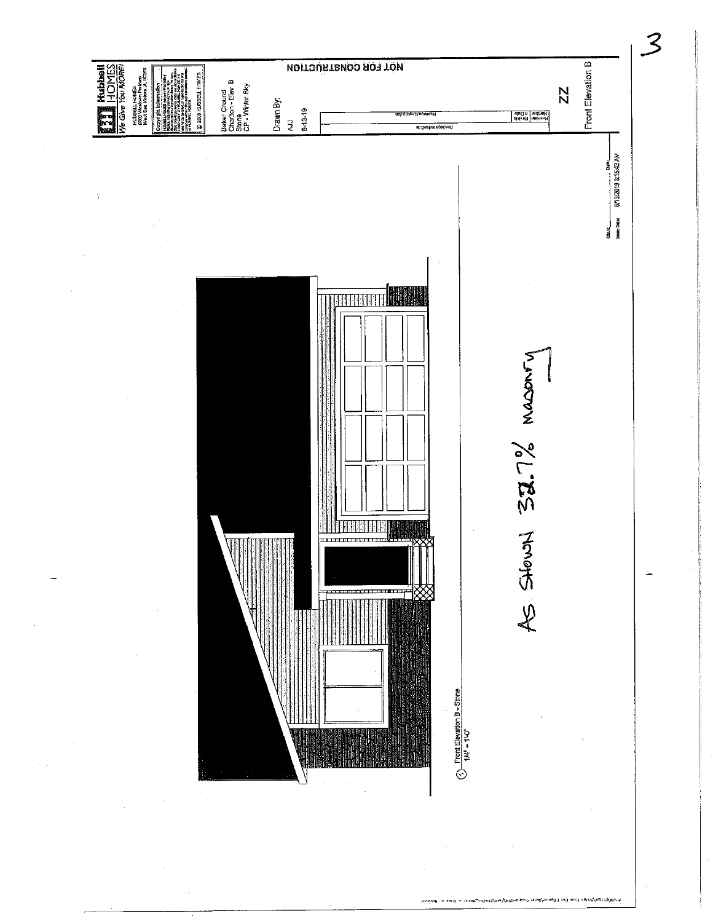**Hubbell HOMES**
*We Give You MORE!*

HUBBELL HOMES
6900 Westown Parkway
West Des Moines, IA 50266

Copyright Information

© 2009 HUBBELL HOMES

Baker Ground
Charlton - Elev. B
Stone
CP - Winter Sky

Drawn By:
AJJ
8-13-19

| Revision Number | Revision Date | Revision Description |
|---|---|---|
| | | |

NOT FOR CONSTRUCTION

ZZ

Front Elevation B

Issue Date: 8/13/2019 8:15:43 AM

① Front Elevation B - Stone
1/4" = 1'-0"

AS SHOWN 32.7% MASONRY

3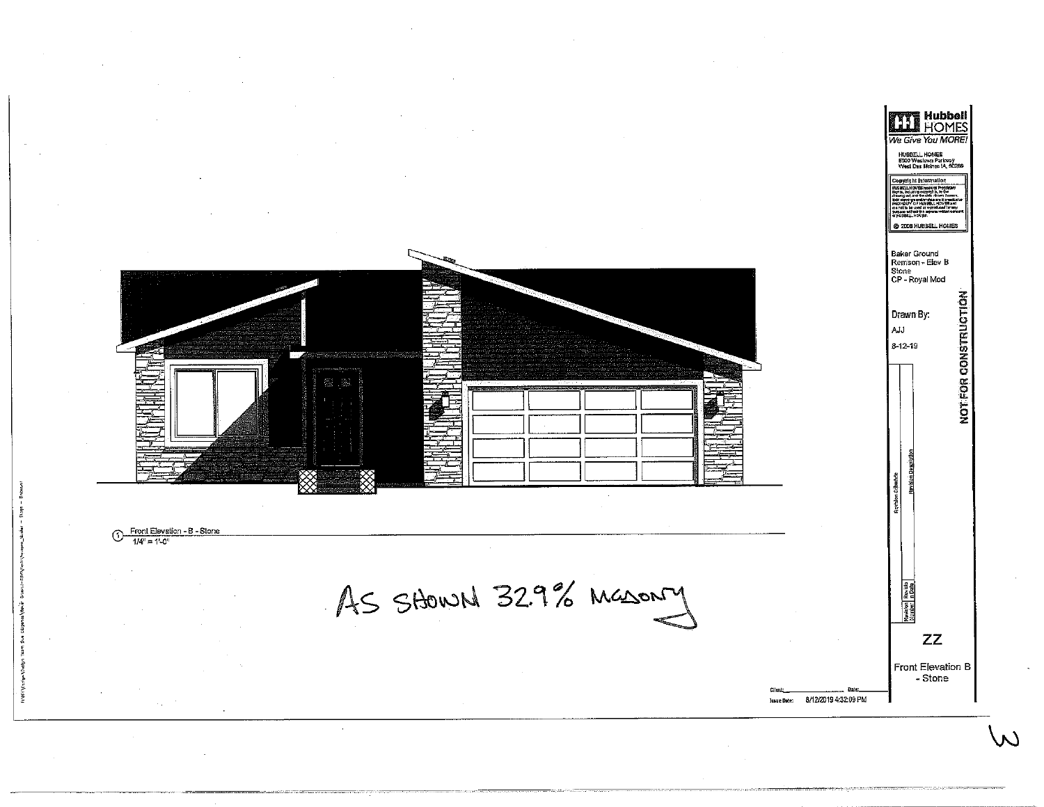Front Elevation - B - Stone
1/4" = 1'-0"

AS SHOWN 32.9% MASONRY

**Hubbell HOMES**
*We Give You MORE!*

HUBBELL HOMES
6900 Westown Parkway
West Des Moines IA, 50266

Copyright Information

© 2008 HUBBELL HOMES

Baker Ground
Remson - Elev B
Stone
CP - Royal Mod

Drawn By:
AJJ
8-12-19

NOT FOR CONSTRUCTION

Revision Schedule

| Revision Number | Revision Date | Revision Description |
| --- | --- | --- |
| | | |

ZZ

Front Elevation B - Stone

Client: ____________ Date: ________

Issue Date: 8/12/2019 4:32:09 PM

W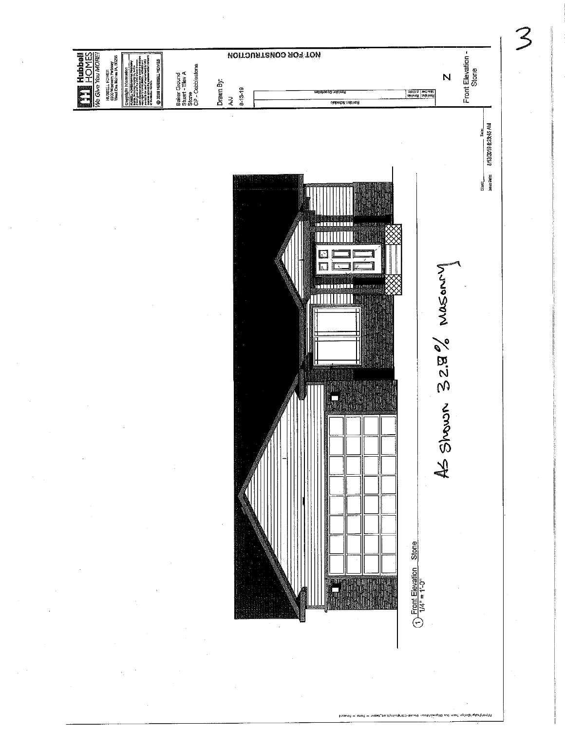**Hubbell HOMES**
*We Give You MORE!*

HUBBELL HOMES
6900 Westown Parkway
West Des Moines, IA 50266

Copyright Information

© 2008 HUBBELL HOMES

Baker Ground
Stuart - Elev A
Stone
CP - Cobblestone

Drawn By:
AJ
8-13-19

NOT FOR CONSTRUCTION

| Revision Number | Revision Date | Revision Description |
|---|---|---|
| | | |

Revision Schedule

Front Elevation - Stone

Client:
Issue Date:
Date: 8/13/2019 8:28:45 AM

① Front Elevation Stone
1/4" = 1'-0"

As Shown 32.9% Masonry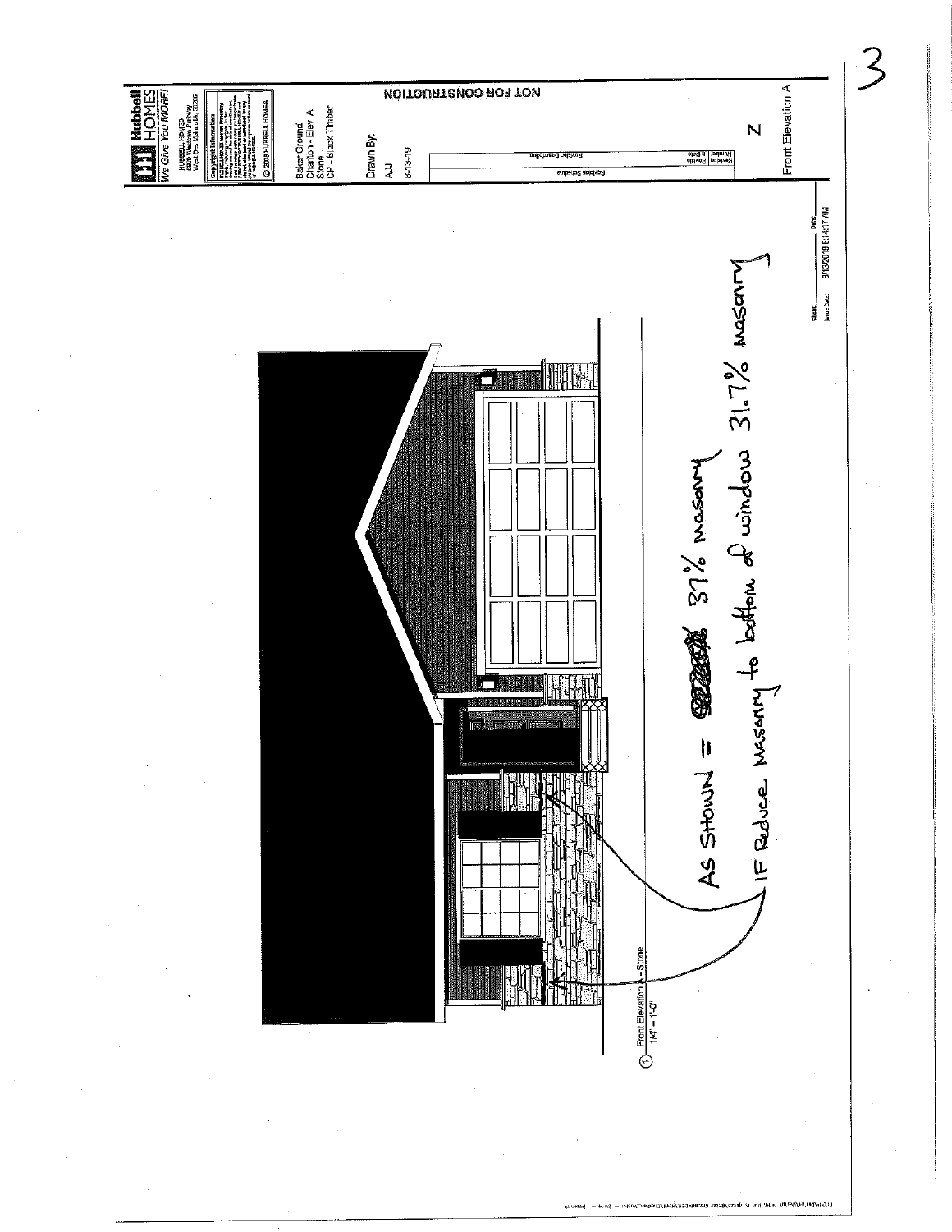**Hubbell HOMES** *We Give You MORE!*

HUBBELL HOMES
6900 Westown Parkway
West Des Moines IA 50266

Copyright Information

© 2019 HUBBELL HOMES

Baker Ground
Charlton - Elev A
Stone
CP - Black Timber

Drawn By:
AJJ
8-13-19

NOT FOR CONSTRUCTION

Revision Schedule

| Revision Number & Date | Revision Description |
|---|---|
| | |

Front Elevation A

Front Elevation A - Stone
1/4" = 1'-0"

Date: 8/13/2019 8:14:17 AM

AS SHOWN = 37% masonry

IF Reduce Masonry to bottom of window 31.7% masonry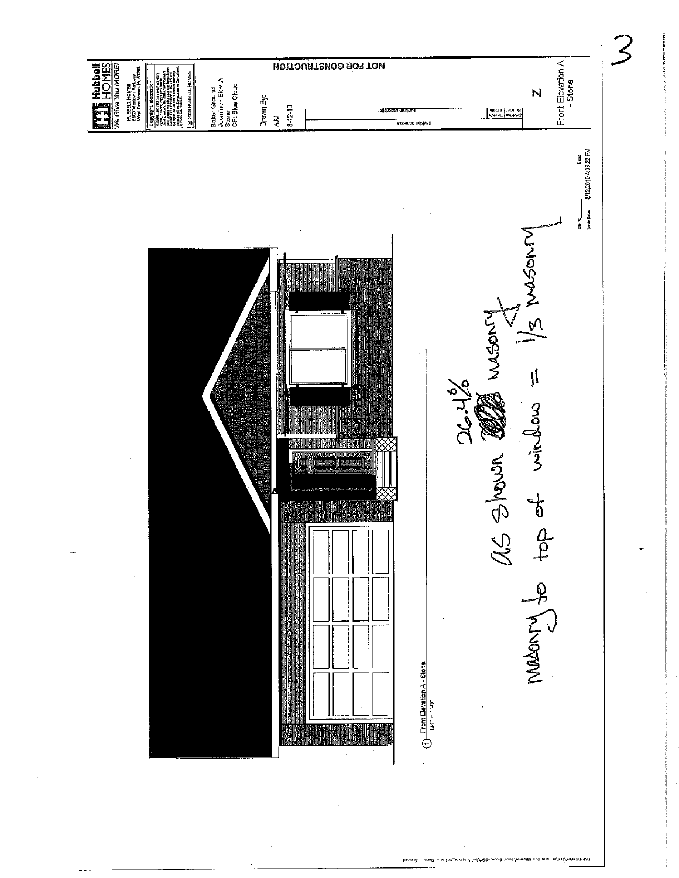**Hubbell HOMES**
*We Give You MORE!*

HUBBELL HOMES
6900 Westown Parkway
West Des Moines, IA 50266

Copyright Information

© 2008 HUBBELL HOMES

Baker Ground
Jasmine - Elev A
Stone
CP: Blue Cloud

Drawn By:
AJJ
8-12-19

NOT FOR CONSTRUCTION

| Revision Number | Date | Revision Description |
|---|---|---|

Revision Schedule

Front Elevation A - Stone

Date: 8/12/2019 4:06:22 PM

3

① Front Elevation A - Stone
1/4" = 1'-0"

as shown 26.4% masonry

Masonry to top of window = 1/3 masonry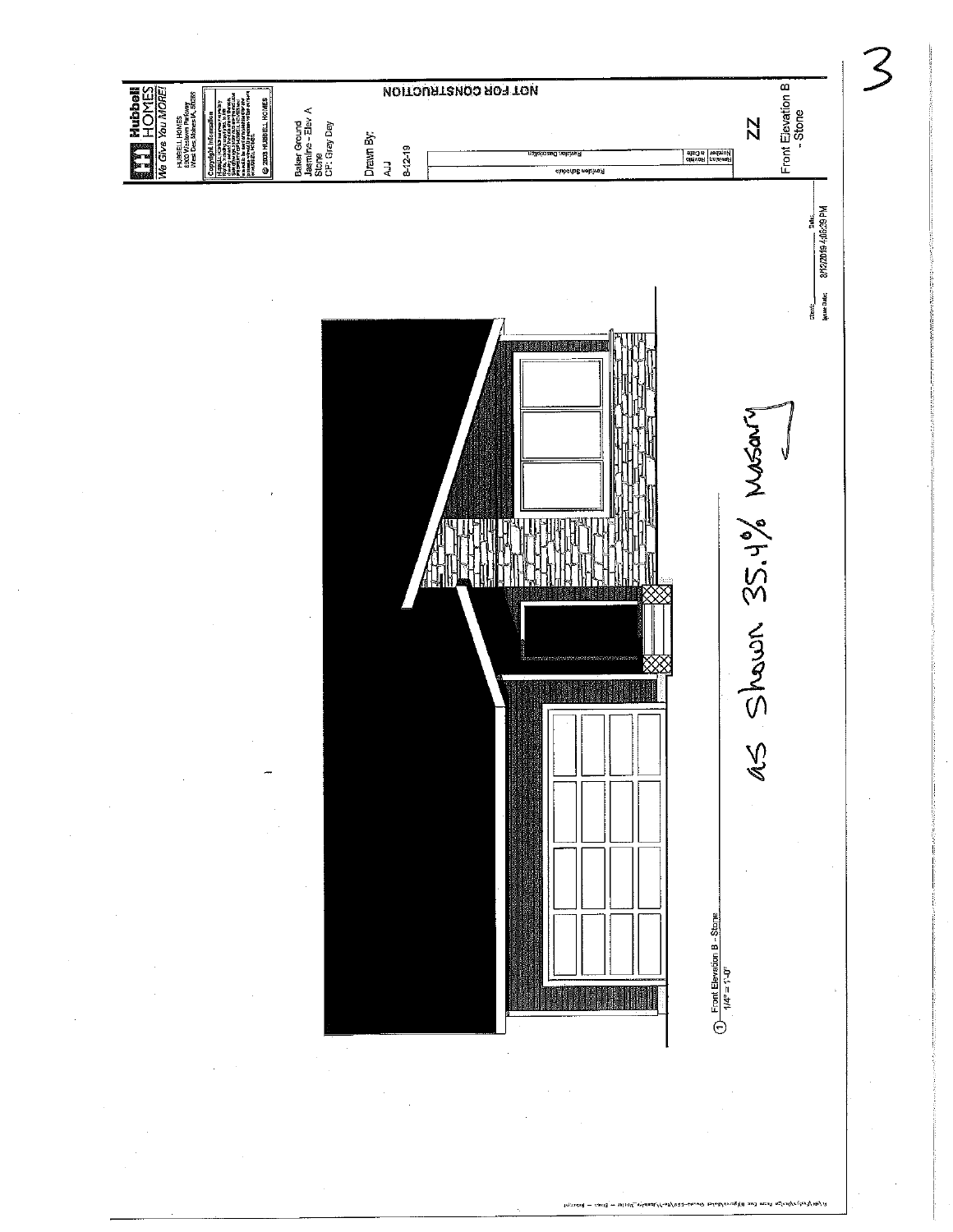**Hubbell HOMES**
*We Give You MORE!*

HUBBELL HOMES
6900 Westown Parkway
West Des Moines IA 50266

Copyright Information

© 2003 HUBBELL HOMES

Baker Ground
Jasmine - Elev A
Stone
CP: Grey Day

Drawn By:
AJJ
8-12-19

| Revision Number | Revision Date | Revision Description |
| --- | --- | --- |
| | | |

Revision Schedule

NOT FOR CONSTRUCTION

ZZ

Front Elevation B - Stone

Client:
Issue Date: 8/12/2019 4:05:39 PM
Date:

① Front Elevation B - Stone
1/4" = 1'-0"

As Shown 35.4% Masonry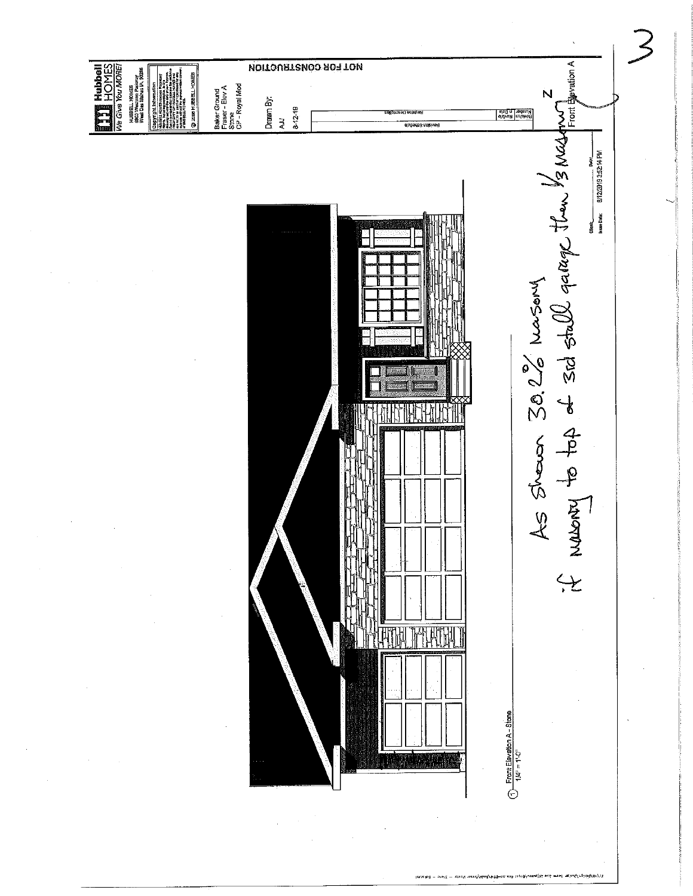3

Hubbell HOMES
We Give You MORE!

HUBBELL HOMES
6900 Westown Parkway
West Des Moines IA 50266

Copyright Information

© 2008 HUBBELL HOMES

Baker Ground
Fraser - Elev A
Stone
CP - Royal Mod

Drawn By:
AJJ
8-12-19

NOT FOR CONSTRUCTION

Revision Schedule

| Revision Number | Revision Date | Revision Description |
|---|---|---|
| | | |

Front Elevation A

Client:
Issue Date: Date: 8/12/2019 3:52:14 PM

Front Elevation A - Stone
1/4" = 1'-0"

As shown 30.2% Masonry

if masonry to top of 3rd stall garage then 1/3 Masonry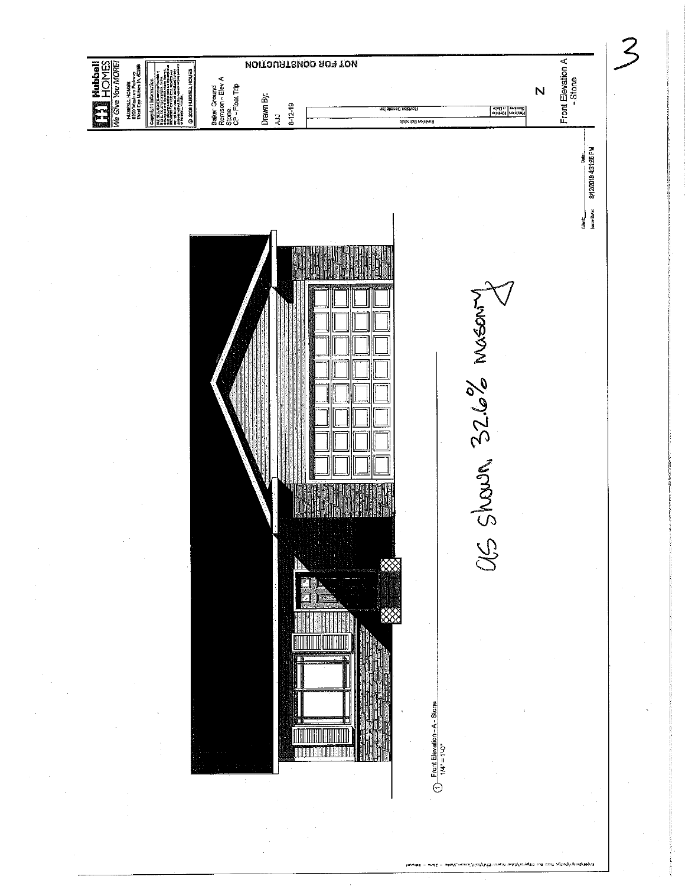Hubbell HOMES

We Give You MORE!

HUBBELL HOMES
6900 Westown Parkway
West Des Moines IA 50266

Copyright Information:

© 2008 HUBBELL HOMES

Baker Ground
Remson - Elev A
Stone
CP - Float Trip

Drawn By:
AJJ
8-12-19

NOT FOR CONSTRUCTION

Revision Schedule

| Number | Revision Date | Revision Description |
|---|---|---|
| | | |

Front Elevation A - Stone

Client:
Issue Date: 8/12/2019 4:31:56 PM

1 Front Elevation - A - Stone
1/4" = 1'-0"

as shown 32.6% Masonry

3